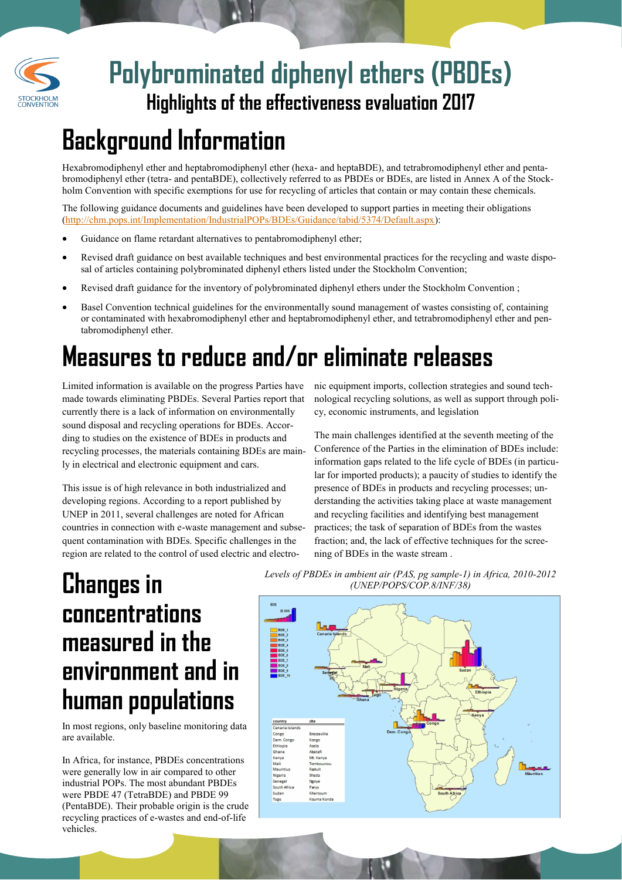# Polybrominated diphenyl ethers (PBDEs)

## Highlights of the effectiveness evaluation 2017

# Background Information

Hexabromodiphenyl ether and heptabromodiphenyl ether (hexa- and heptaBDE), and tetrabromodiphenyl ether and pentabromodiphenyl ether (tetra- and pentaBDE), collectively referred to as PBDEs or BDEs, are listed in Annex A of the Stockholm Convention with specific exemptions for use for recycling of articles that contain or may contain these chemicals.

The following guidance documents and guidelines have been developed to support parties in meeting their obligations (http://chm.pops.int/Implementation/IndustrialPOPs/BDEs/Guidance/tabid/5374/Default.aspx):

- Guidance on flame retardant alternatives to pentabromodiphenyl ether;
- Revised draft guidance on best available techniques and best environmental practices for the recycling and waste disposal of articles containing polybrominated diphenyl ethers listed under the Stockholm Convention;
- Revised draft guidance for the inventory of polybrominated diphenyl ethers under the Stockholm Convention ;
- Basel Convention technical guidelines for the environmentally sound management of wastes consisting of, containing or contaminated with hexabromodiphenyl ether and heptabromodiphenyl ether, and tetrabromodiphenyl ether and pentabromodiphenyl ether.

# Measures to reduce and/or eliminate releases

Limited information is available on the progress Parties have made towards eliminating PBDEs. Several Parties report that currently there is a lack of information on environmentally sound disposal and recycling operations for BDEs. According to studies on the existence of BDEs in products and recycling processes, the materials containing BDEs are mainly in electrical and electronic equipment and cars.

This issue is of high relevance in both industrialized and developing regions. According to a report published by UNEP in 2011, several challenges are noted for African countries in connection with e-waste management and subsequent contamination with BDEs. Specific challenges in the region are related to the control of used electric and electronic equipment imports, collection strategies and sound technological recycling solutions, as well as support through policy, economic instruments, and legislation

The main challenges identified at the seventh meeting of the Conference of the Parties in the elimination of BDEs include: information gaps related to the life cycle of BDEs (in particular for imported products); a paucity of studies to identify the presence of BDEs in products and recycling processes; understanding the activities taking place at waste management and recycling facilities and identifying best management practices; the task of separation of BDEs from the wastes fraction; and, the lack of effective techniques for the screening of BDEs in the waste stream .

# Changes in concentrations measured in the environment and in human populations

In most regions, only baseline monitoring data are available.

In Africa, for instance, PBDEs concentrations were generally low in air compared to other industrial POPs. The most abundant PBDEs were PBDE 47 (TetraBDE) and PBDE 99 (PentaBDE). Their probable origin is the crude recycling practices of e-wastes and end-of-life vehicles.

*Levels of PBDEs in ambient air (PAS, pg sample-1) in Africa, 2010-2012 (UNEP/POPS/COP.8/INF/38)*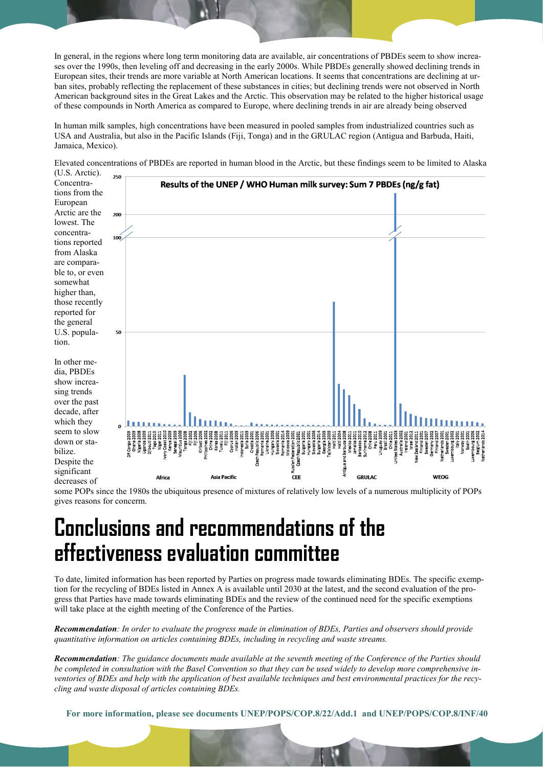In general, in the regions where long term monitoring data are available, air concentrations of PBDEs seem to show increases over the 1990s, then leveling off and decreasing in the early 2000s. While PBDEs generally showed declining trends in European sites, their trends are more variable at North American locations. It seems that concentrations are declining at urban sites, probably reflecting the replacement of these substances in cities; but declining trends were not observed in North American background sites in the Great Lakes and the Arctic. This observation may be related to the higher historical usage of these compounds in North America as compared to Europe, where declining trends in air are already being observed

In human milk samples, high concentrations have been measured in pooled samples from industrialized countries such as USA and Australia, but also in the Pacific Islands (Fiji, Tonga) and in the GRULAC region (Antigua and Barbuda, Haiti, Jamaica, Mexico).

Elevated concentrations of PBDEs are reported in human blood in the Arctic, but these findings seem to be limited to Alaska (U.S. Arctic). Concentrations from the European Arctic are the lowest. The concentrations reported from Alaska are comparable to, or even somewhat higher than, those recently reported for the general U.S. population.

Results of the UNEP / WHO Human milk survey: Sum 7 PBDEs (ng/g fat)

250
200
100
50
0

DR Congo 2009, Ghana 2009, Nigeria 2008, Uganda 2009, Djibouti 2011, Togo 2010, Niger 2011, Ivory Coast 2010, Kenya 2009, Senegal 2009, Mauritius 2009, Tonga 2008, Fiji 2002, Fiji 2006, Kiribati 2006, Philippines 2002, China 2002, Korea 2008, Tuvalu 2011, Fiji 2011, Cyprus 2006, India 2009, Indonesia 2011, Syria 2009, Croatia 2001, Czech Republic 2006, Romania 2001, Ukraine 2001, Hungary 2006, Slovakia 2001, Romania 2014, Moldova 2009, Russian Federation 2001, Czech Republic 2001, Bulgaria 2001, Hungary 2001, Slovakia 2006, Bulgaria 2014, Georgia 2009, Tajikistan 2009, Haiti 2011, Haiti 2004, Antigua and Barbuda 2008, Mexico 2011, Jamaica 2011, Barbados 2010, Suriname 2012, Chile 2008, Peru 2011, Uruguay 2009, Brazil 2001, Chile 2011, United States 2003, Australia 2002, Ireland 2001, Israel 2012, New Zealand 2011, Finland 2001, Sweden 2007, Germany 2002, Finland 2007, Netherlands 2001, Sweden 2001, Luxembourg 2002, Italy 2001, Norway 2001, Spain 2001, Luxembourg 2006, Belgium 2002, Netherlands 2014

Africa, Asia Pacific, CEE, GRULAC, WEOG

In other media, PBDEs show increasing trends over the past decade, after which they seem to slow down or stabilize. Despite the significant decreases of some POPs since the 1980s the ubiquitous presence of mixtures of relatively low levels of a numerous multiplicity of POPs gives reasons for concern.

# Conclusions and recommendations of the effectiveness evaluation committee

To date, limited information has been reported by Parties on progress made towards eliminating BDEs. The specific exemption for the recycling of BDEs listed in Annex A is available until 2030 at the latest, and the second evaluation of the progress that Parties have made towards eliminating BDEs and the review of the continued need for the specific exemptions will take place at the eighth meeting of the Conference of the Parties.

***Recommendation**: In order to evaluate the progress made in elimination of BDEs, Parties and observers should provide quantitative information on articles containing BDEs, including in recycling and waste streams.*

***Recommendation**: The guidance documents made available at the seventh meeting of the Conference of the Parties should be completed in consultation with the Basel Convention so that they can be used widely to develop more comprehensive inventories of BDEs and help with the application of best available techniques and best environmental practices for the recycling and waste disposal of articles containing BDEs.*

**For more information, please see documents UNEP/POPS/COP.8/22/Add.1 and UNEP/POPS/COP.8/INF/40**